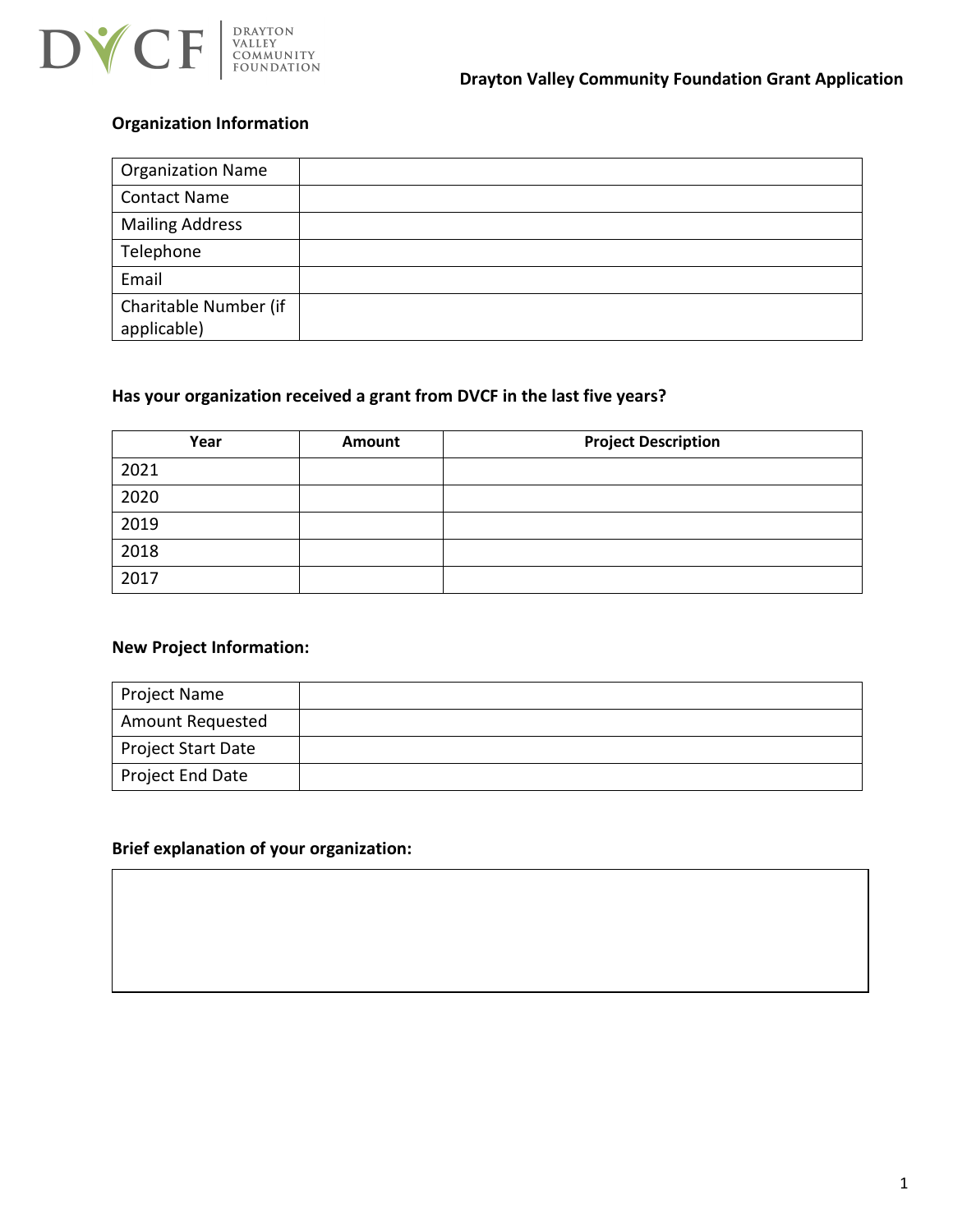# Drayton Valley Community Foundation Grant Application

## Organization Information

| Organization Name | |
|---|---|
| Contact Name | |
| Mailing Address | |
| Telephone | |
| Email | |
| Charitable Number (if applicable) | |

## Has your organization received a grant from DVCF in the last five years?

| Year | Amount | Project Description |
|---|---|---|
| 2021 | | |
| 2020 | | |
| 2019 | | |
| 2018 | | |
| 2017 | | |

## New Project Information:

| Project Name | |
|---|---|
| Amount Requested | |
| Project Start Date | |
| Project End Date | |

## Brief explanation of your organization: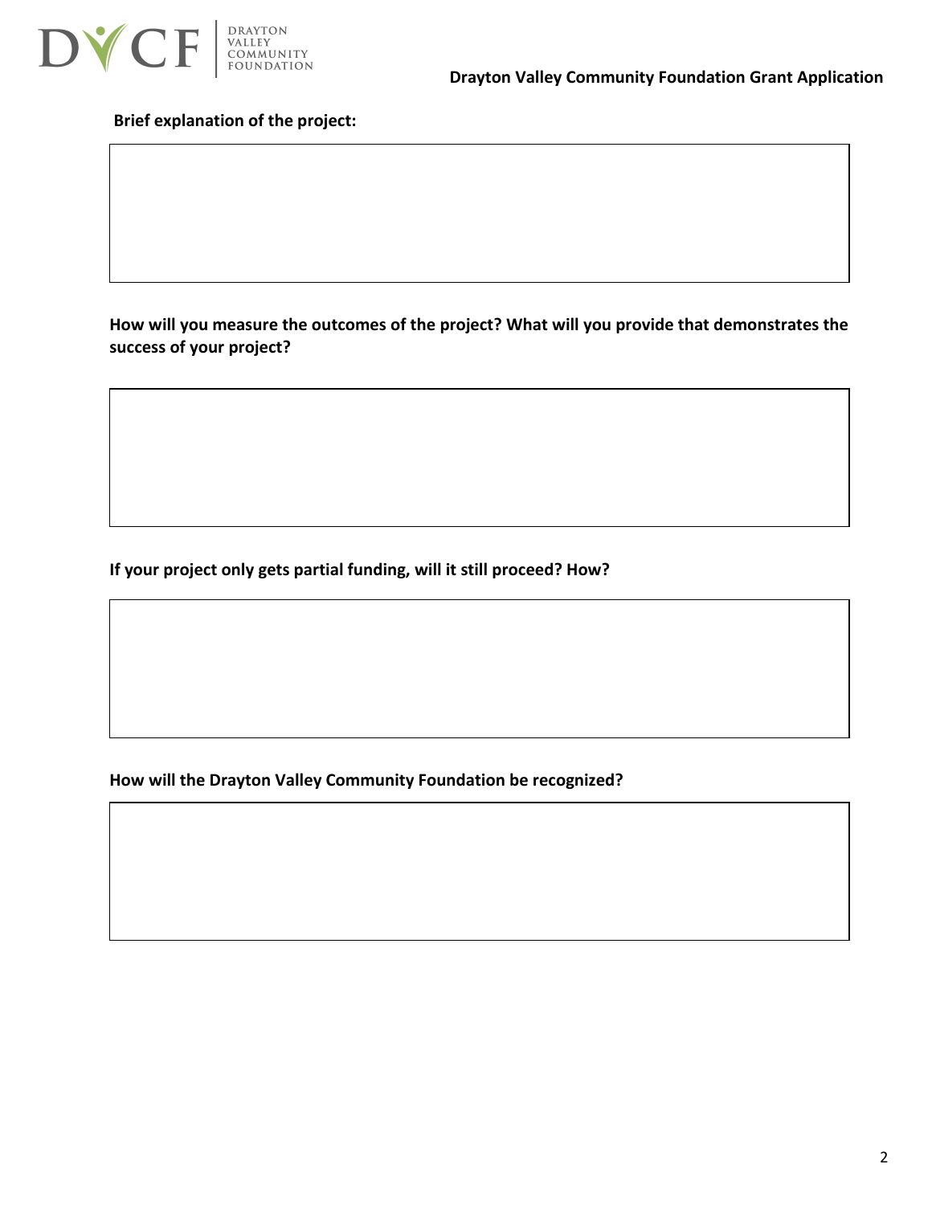**Brief explanation of the project:**

**How will you measure the outcomes of the project? What will you provide that demonstrates the success of your project?**

**If your project only gets partial funding, will it still proceed? How?**

**How will the Drayton Valley Community Foundation be recognized?**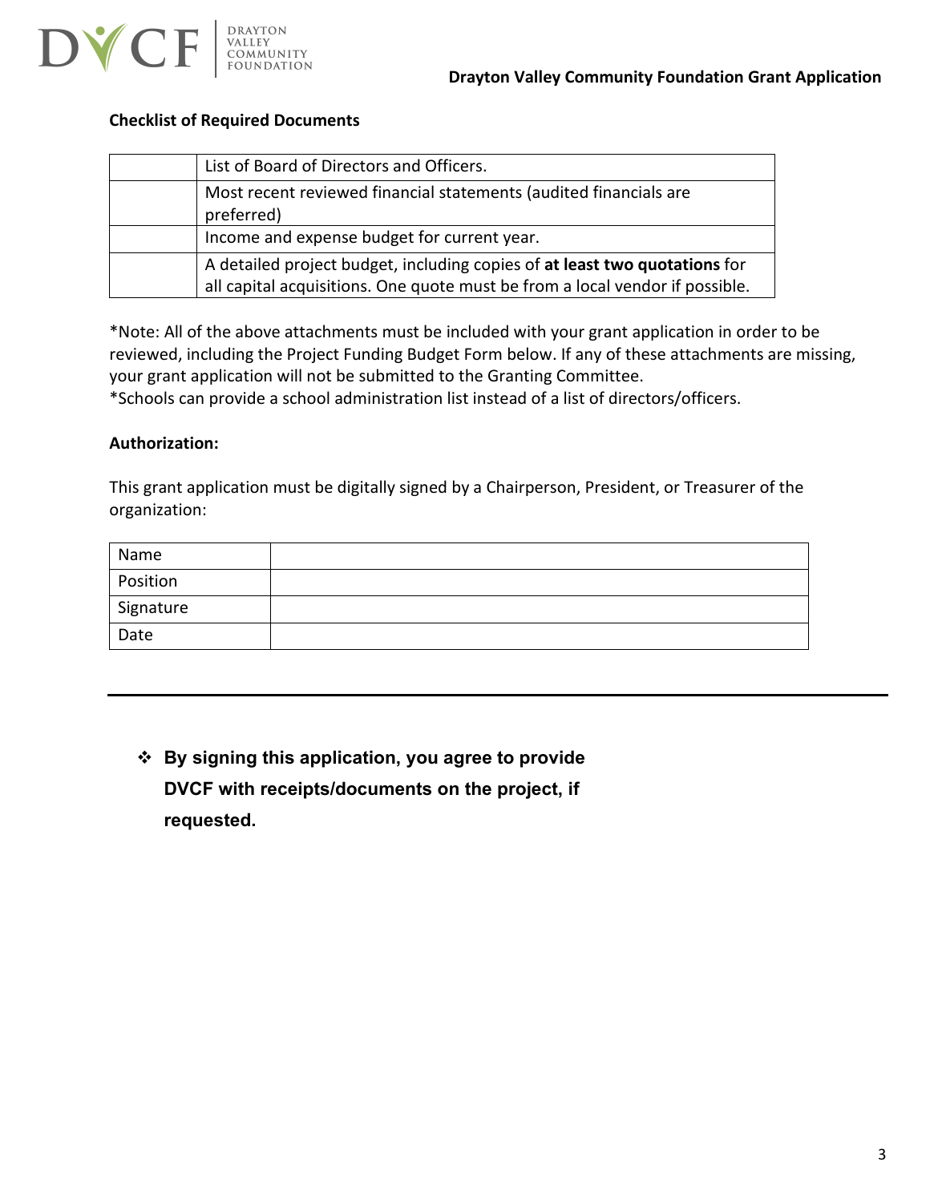**Drayton Valley Community Foundation Grant Application**

**Checklist of Required Documents**

| | |
|---|---|
| | List of Board of Directors and Officers. |
| | Most recent reviewed financial statements (audited financials are preferred) |
| | Income and expense budget for current year. |
| | A detailed project budget, including copies of **at least two quotations** for all capital acquisitions. One quote must be from a local vendor if possible. |

*Note: All of the above attachments must be included with your grant application in order to be reviewed, including the Project Funding Budget Form below. If any of these attachments are missing, your grant application will not be submitted to the Granting Committee.
*Schools can provide a school administration list instead of a list of directors/officers.

**Authorization:**

This grant application must be digitally signed by a Chairperson, President, or Treasurer of the organization:

| | |
|---|---|
| Name | |
| Position | |
| Signature | |
| Date | |

---

- ❖ **By signing this application, you agree to provide DVCF with receipts/documents on the project, if requested.**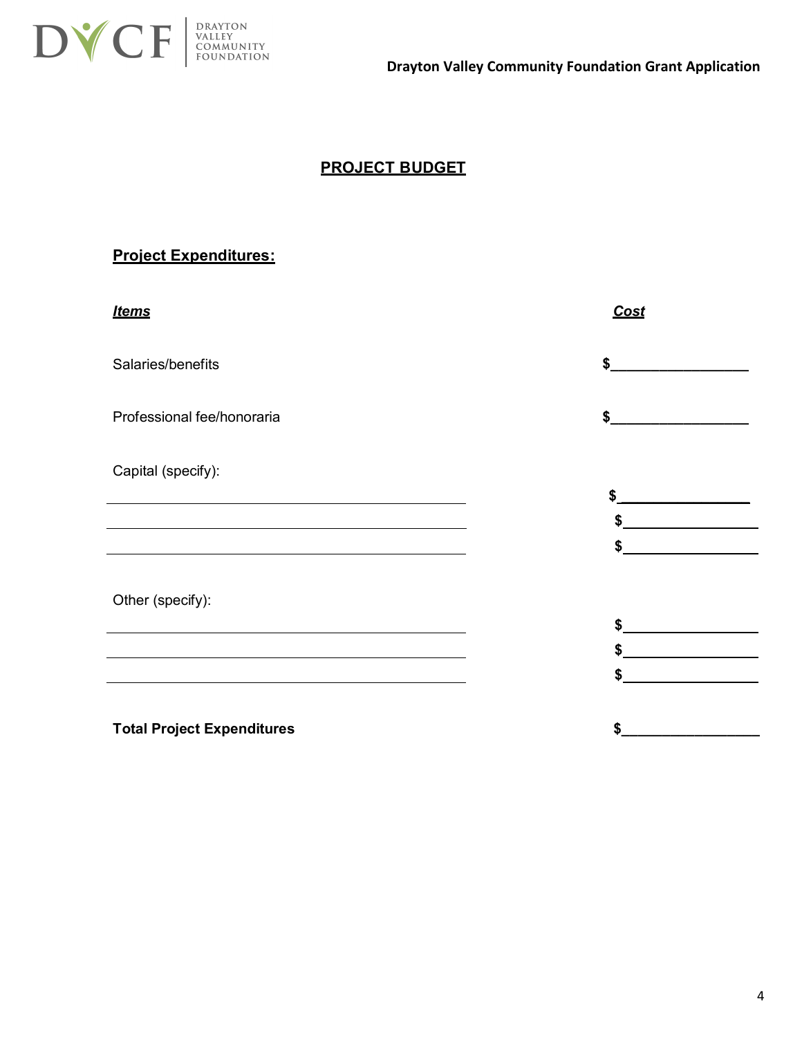## PROJECT BUDGET

### Project Expenditures:

| ***Items*** | ***Cost*** |
| --- | --- |
| Salaries/benefits | $__________________ |
| Professional fee/honoraria | $__________________ |
| Capital (specify): | |
| ______________________________ | $__________________ |
| ______________________________ | $__________________ |
| ______________________________ | $__________________ |
| Other (specify): | |
| ______________________________ | $__________________ |
| ______________________________ | $__________________ |
| ______________________________ | $__________________ |
| **Total Project Expenditures** | $__________________ |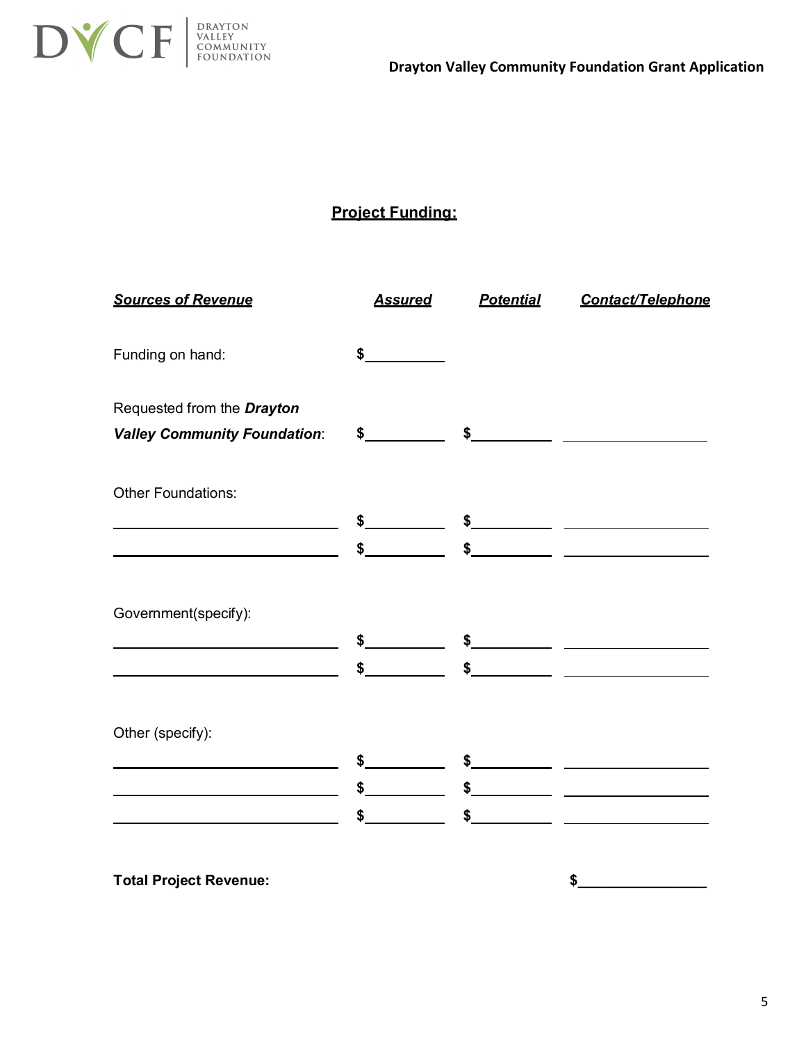## Project Funding:

| ***Sources of Revenue*** | ***Assured*** | ***Potential*** | ***Contact/Telephone*** |
|---|---|---|---|
| Funding on hand: | $__________ | | |
| Requested from the ***Drayton Valley Community Foundation***: | $__________ | $__________ | __________________ |
| Other Foundations: | | | |
| __________________________ | $__________ | $__________ | __________________ |
| __________________________ | $__________ | $__________ | __________________ |
| Government(specify): | | | |
| __________________________ | $__________ | $__________ | __________________ |
| __________________________ | $__________ | $__________ | __________________ |
| Other (specify): | | | |
| __________________________ | $__________ | $__________ | __________________ |
| __________________________ | $__________ | $__________ | __________________ |
| __________________________ | $__________ | $__________ | __________________ |
| **Total Project Revenue:** | | | $________________ |